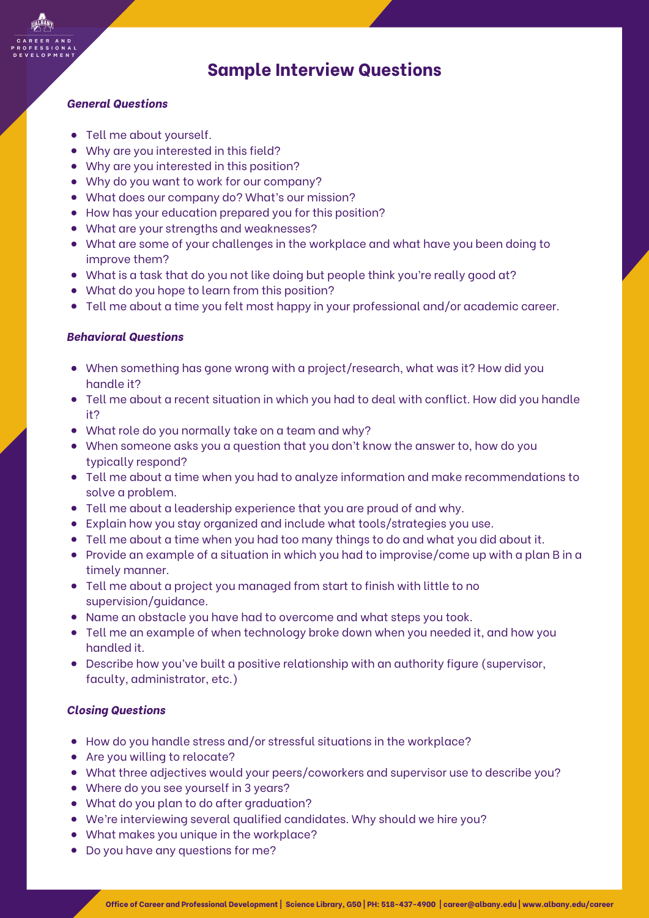# Sample Interview Questions

***General Questions***

- Tell me about yourself.
- Why are you interested in this field?
- Why are you interested in this position?
- Why do you want to work for our company?
- What does our company do? What's our mission?
- How has your education prepared you for this position?
- What are your strengths and weaknesses?
- What are some of your challenges in the workplace and what have you been doing to improve them?
- What is a task that do you not like doing but people think you're really good at?
- What do you hope to learn from this position?
- Tell me about a time you felt most happy in your professional and/or academic career.

***Behavioral Questions***

- When something has gone wrong with a project/research, what was it? How did you handle it?
- Tell me about a recent situation in which you had to deal with conflict. How did you handle it?
- What role do you normally take on a team and why?
- When someone asks you a question that you don't know the answer to, how do you typically respond?
- Tell me about a time when you had to analyze information and make recommendations to solve a problem.
- Tell me about a leadership experience that you are proud of and why.
- Explain how you stay organized and include what tools/strategies you use.
- Tell me about a time when you had too many things to do and what you did about it.
- Provide an example of a situation in which you had to improvise/come up with a plan B in a timely manner.
- Tell me about a project you managed from start to finish with little to no supervision/guidance.
- Name an obstacle you have had to overcome and what steps you took.
- Tell me an example of when technology broke down when you needed it, and how you handled it.
- Describe how you've built a positive relationship with an authority figure (supervisor, faculty, administrator, etc.)

***Closing Questions***

- How do you handle stress and/or stressful situations in the workplace?
- Are you willing to relocate?
- What three adjectives would your peers/coworkers and supervisor use to describe you?
- Where do you see yourself in 3 years?
- What do you plan to do after graduation?
- We're interviewing several qualified candidates. Why should we hire you?
- What makes you unique in the workplace?
- Do you have any questions for me?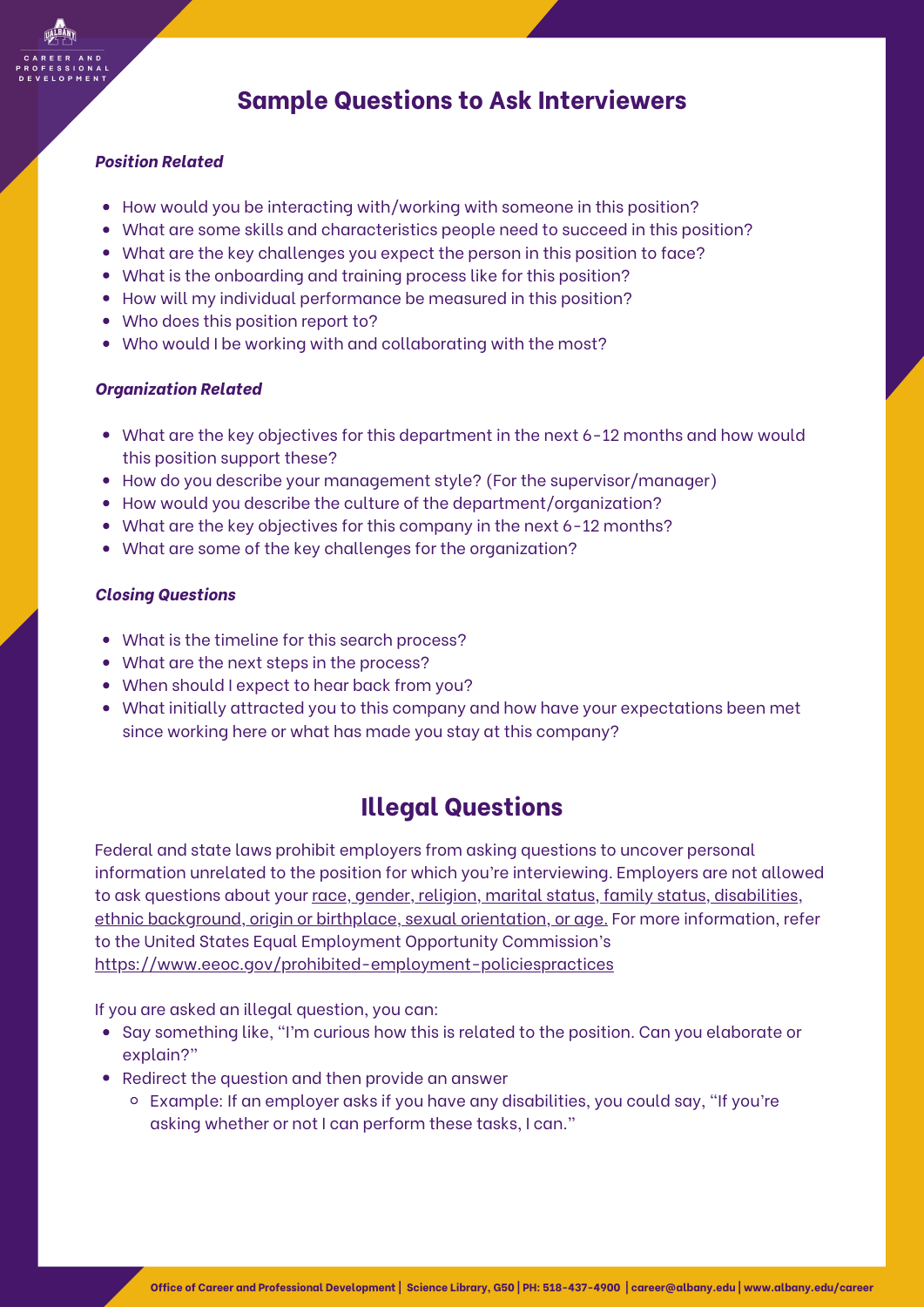# Sample Questions to Ask Interviewers

***Position Related***

- How would you be interacting with/working with someone in this position?
- What are some skills and characteristics people need to succeed in this position?
- What are the key challenges you expect the person in this position to face?
- What is the onboarding and training process like for this position?
- How will my individual performance be measured in this position?
- Who does this position report to?
- Who would I be working with and collaborating with the most?

***Organization Related***

- What are the key objectives for this department in the next 6-12 months and how would this position support these?
- How do you describe your management style? (For the supervisor/manager)
- How would you describe the culture of the department/organization?
- What are the key objectives for this company in the next 6-12 months?
- What are some of the key challenges for the organization?

***Closing Questions***

- What is the timeline for this search process?
- What are the next steps in the process?
- When should I expect to hear back from you?
- What initially attracted you to this company and how have your expectations been met since working here or what has made you stay at this company?

# Illegal Questions

Federal and state laws prohibit employers from asking questions to uncover personal information unrelated to the position for which you're interviewing. Employers are not allowed to ask questions about your race, gender, religion, marital status, family status, disabilities, ethnic background, origin or birthplace, sexual orientation, or age. For more information, refer to the United States Equal Employment Opportunity Commission's https://www.eeoc.gov/prohibited-employment-policiespractices

If you are asked an illegal question, you can:

- Say something like, "I'm curious how this is related to the position. Can you elaborate or explain?"
- Redirect the question and then provide an answer
  - Example: If an employer asks if you have any disabilities, you could say, "If you're asking whether or not I can perform these tasks, I can."

**Office of Career and Professional Development | Science Library, G50 | PH: 518-437-4900 | career@albany.edu | www.albany.edu/career**